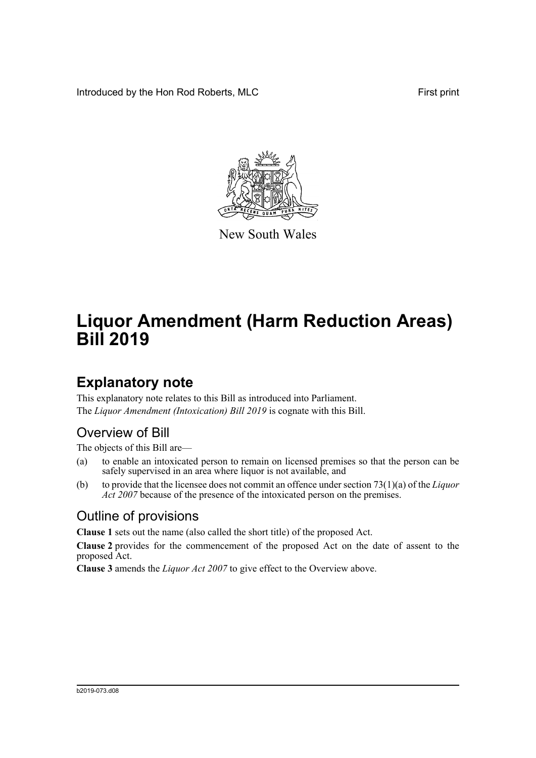Introduced by the Hon Rod Roberts, MLC

First print

New South Wales

# Liquor Amendment (Harm Reduction Areas) Bill 2019

## Explanatory note

This explanatory note relates to this Bill as introduced into Parliament.

The *Liquor Amendment (Intoxication) Bill 2019* is cognate with this Bill.

### Overview of Bill

The objects of this Bill are—

(a) to enable an intoxicated person to remain on licensed premises so that the person can be safely supervised in an area where liquor is not available, and

(b) to provide that the licensee does not commit an offence under section 73(1)(a) of the *Liquor Act 2007* because of the presence of the intoxicated person on the premises.

### Outline of provisions

**Clause 1** sets out the name (also called the short title) of the proposed Act.

**Clause 2** provides for the commencement of the proposed Act on the date of assent to the proposed Act.

**Clause 3** amends the *Liquor Act 2007* to give effect to the Overview above.

b2019-073.d08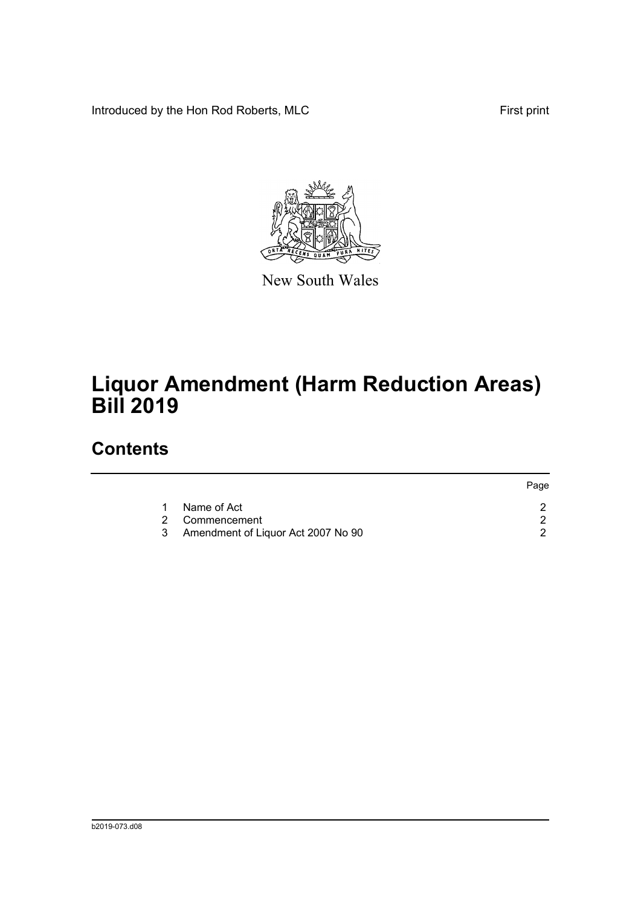Introduced by the Hon Rod Roberts, MLC First print

New South Wales

# Liquor Amendment (Harm Reduction Areas) Bill 2019

## Contents

| | | Page |
|---|---|---|
| 1 | Name of Act | 2 |
| 2 | Commencement | 2 |
| 3 | Amendment of Liquor Act 2007 No 90 | 2 |

b2019-073.d08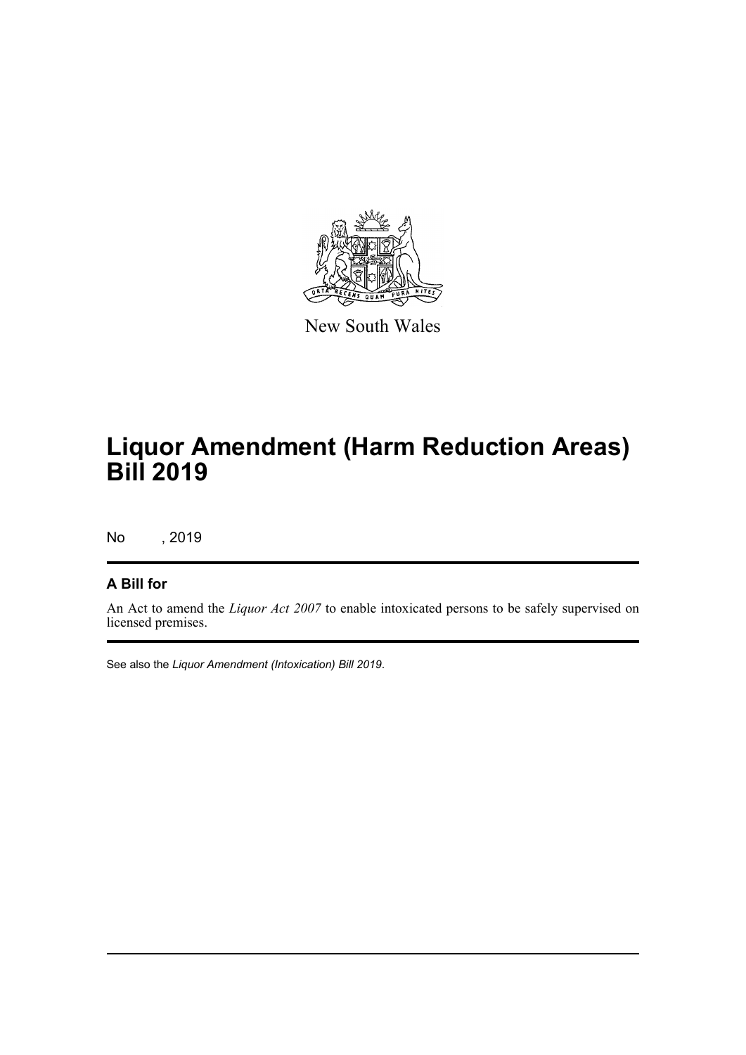New South Wales

# Liquor Amendment (Harm Reduction Areas) Bill 2019

No , 2019

## A Bill for

An Act to amend the *Liquor Act 2007* to enable intoxicated persons to be safely supervised on licensed premises.

See also the *Liquor Amendment (Intoxication) Bill 2019*.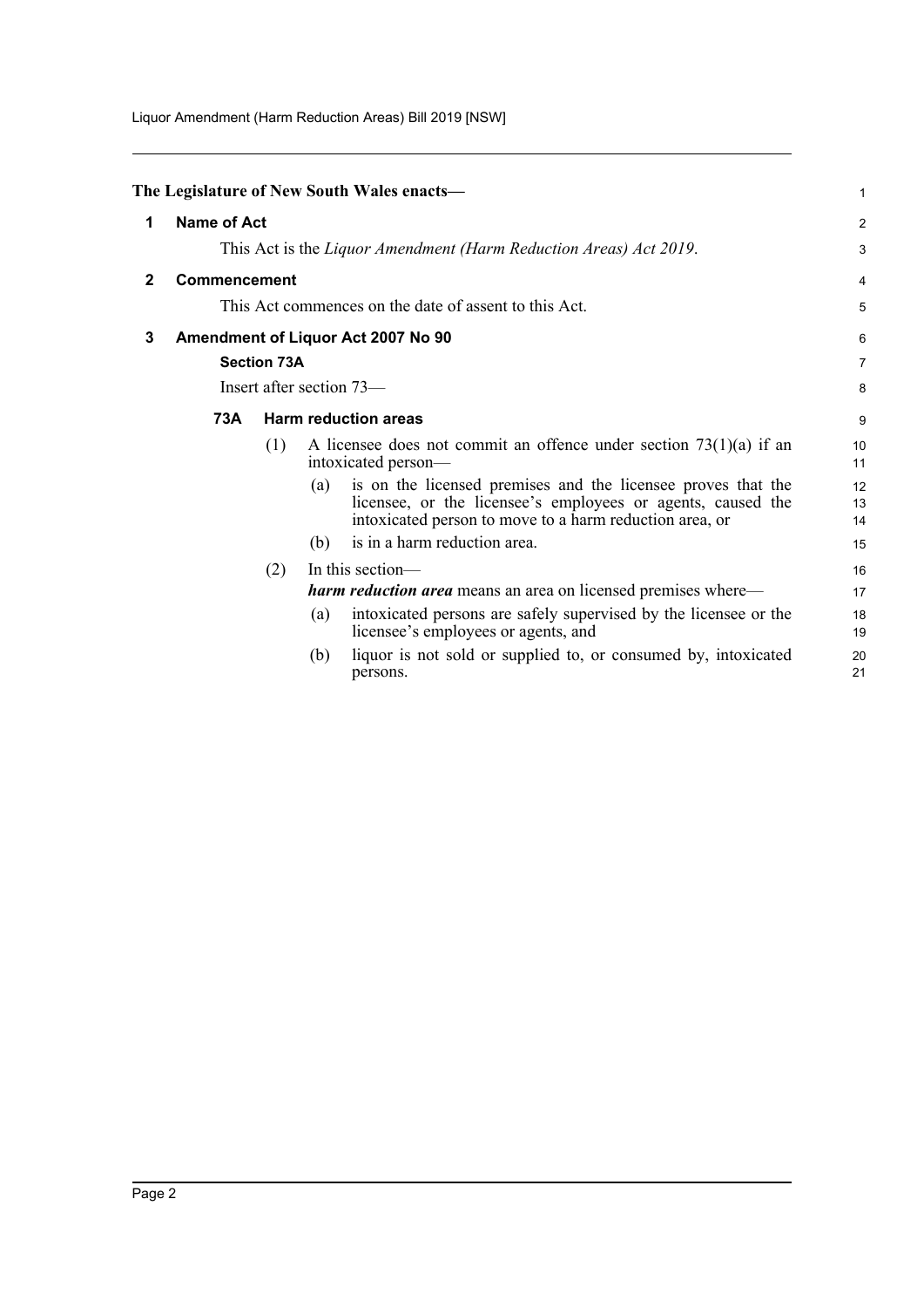The Legislature of New South Wales enacts—

## 1 Name of Act

This Act is the *Liquor Amendment (Harm Reduction Areas) Act 2019*.

## 2 Commencement

This Act commences on the date of assent to this Act.

## 3 Amendment of Liquor Act 2007 No 90

### Section 73A

Insert after section 73—

#### 73A Harm reduction areas

(1) A licensee does not commit an offence under section 73(1)(a) if an intoxicated person—

(a) is on the licensed premises and the licensee proves that the licensee, or the licensee's employees or agents, caused the intoxicated person to move to a harm reduction area, or

(b) is in a harm reduction area.

(2) In this section—

***harm reduction area*** means an area on licensed premises where—

(a) intoxicated persons are safely supervised by the licensee or the licensee's employees or agents, and

(b) liquor is not sold or supplied to, or consumed by, intoxicated persons.